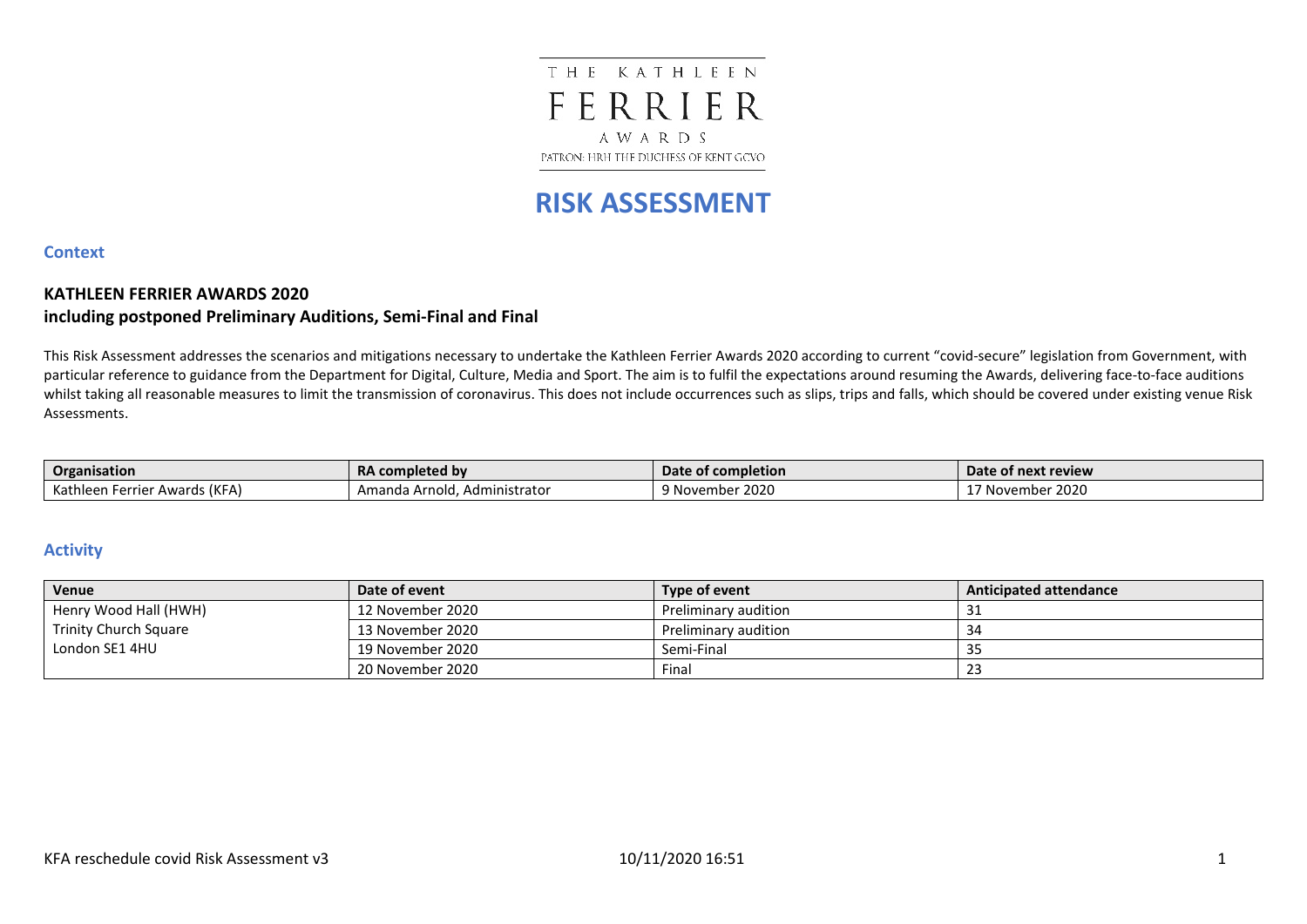THE KATHLEEN

FERRIER

AWARDS

PATRON: HRH THE DUCHESS OF KENT GCVO

# RISK ASSESSMENT

## Context

### KATHLEEN FERRIER AWARDS 2020
### including postponed Preliminary Auditions, Semi-Final and Final

This Risk Assessment addresses the scenarios and mitigations necessary to undertake the Kathleen Ferrier Awards 2020 according to current "covid-secure" legislation from Government, with particular reference to guidance from the Department for Digital, Culture, Media and Sport. The aim is to fulfil the expectations around resuming the Awards, delivering face-to-face auditions whilst taking all reasonable measures to limit the transmission of coronavirus. This does not include occurrences such as slips, trips and falls, which should be covered under existing venue Risk Assessments.

| Organisation | RA completed by | Date of completion | Date of next review |
| --- | --- | --- | --- |
| Kathleen Ferrier Awards (KFA) | Amanda Arnold, Administrator | 9 November 2020 | 17 November 2020 |

## Activity

| Venue | Date of event | Type of event | Anticipated attendance |
| --- | --- | --- | --- |
| Henry Wood Hall (HWH) | 12 November 2020 | Preliminary audition | 31 |
| Trinity Church Square | 13 November 2020 | Preliminary audition | 34 |
| London SE1 4HU | 19 November 2020 | Semi-Final | 35 |
| | 20 November 2020 | Final | 23 |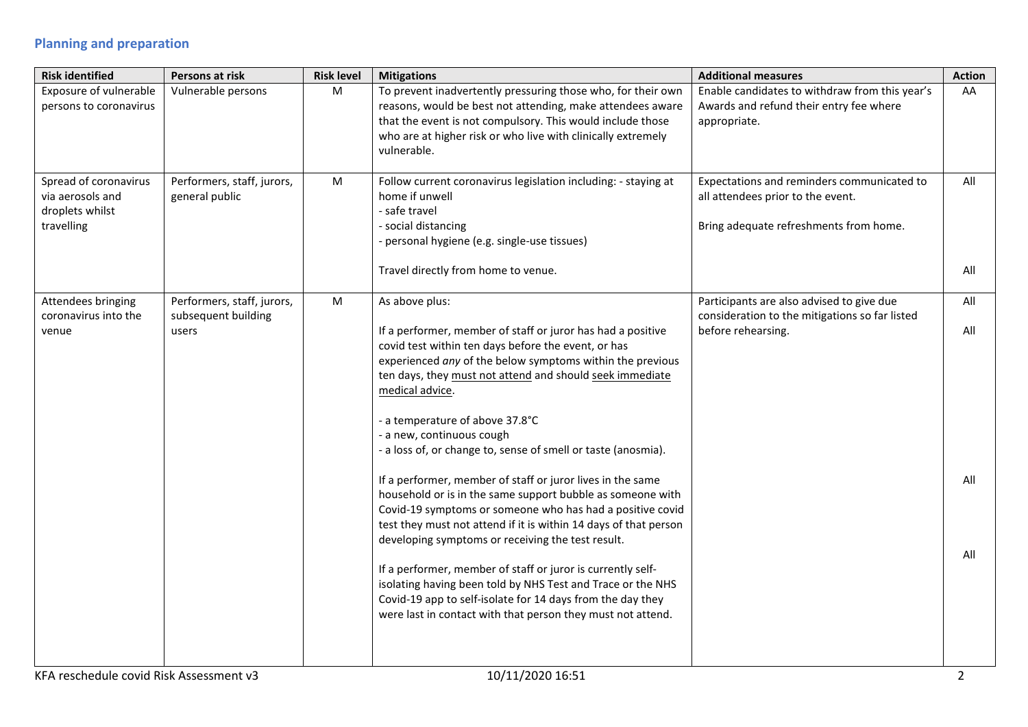## Planning and preparation

| Risk identified | Persons at risk | Risk level | Mitigations | Additional measures | Action |
|---|---|---|---|---|---|
| Exposure of vulnerable persons to coronavirus | Vulnerable persons | M | To prevent inadvertently pressuring those who, for their own reasons, would be best not attending, make attendees aware that the event is not compulsory. This would include those who are at higher risk or who live with clinically extremely vulnerable. | Enable candidates to withdraw from this year's Awards and refund their entry fee where appropriate. | AA |
| Spread of coronavirus via aerosols and droplets whilst travelling | Performers, staff, jurors, general public | M | Follow current coronavirus legislation including: - staying at home if unwell<br>- safe travel<br>- social distancing<br>- personal hygiene (e.g. single-use tissues) | Expectations and reminders communicated to all attendees prior to the event.<br><br>Bring adequate refreshments from home. | All |
| | | | Travel directly from home to venue. | | All |
| Attendees bringing coronavirus into the venue | Performers, staff, jurors, subsequent building users | M | As above plus: | Participants are also advised to give due consideration to the mitigations so far listed before rehearsing. | All |
| | | | If a performer, member of staff or juror has had a positive covid test within ten days before the event, or has experienced *any* of the below symptoms within the previous ten days, they <u>must not attend</u> and should <u>seek immediate medical advice</u>.<br><br>- a temperature of above 37.8°C<br>- a new, continuous cough<br>- a loss of, or change to, sense of smell or taste (anosmia). | | All |
| | | | If a performer, member of staff or juror lives in the same household or is in the same support bubble as someone with Covid-19 symptoms or someone who has had a positive covid test they must not attend if it is within 14 days of that person developing symptoms or receiving the test result. | | All |
| | | | If a performer, member of staff or juror is currently self-isolating having been told by NHS Test and Trace or the NHS Covid-19 app to self-isolate for 14 days from the day they were last in contact with that person they must not attend. | | All |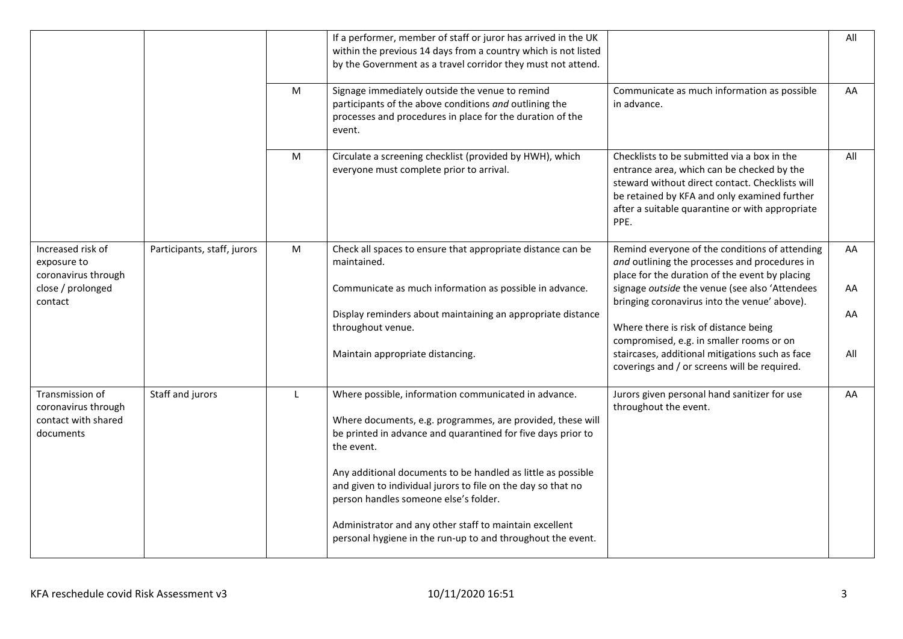| | | | | | |
|---|---|---|---|---|---|
| | | | If a performer, member of staff or juror has arrived in the UK within the previous 14 days from a country which is not listed by the Government as a travel corridor they must not attend. | | All |
| | | M | Signage immediately outside the venue to remind participants of the above conditions *and* outlining the processes and procedures in place for the duration of the event. | Communicate as much information as possible in advance. | AA |
| | | M | Circulate a screening checklist (provided by HWH), which everyone must complete prior to arrival. | Checklists to be submitted via a box in the entrance area, which can be checked by the steward without direct contact. Checklists will be retained by KFA and only examined further after a suitable quarantine or with appropriate PPE. | All |
| Increased risk of exposure to coronavirus through close / prolonged contact | Participants, staff, jurors | M | Check all spaces to ensure that appropriate distance can be maintained.<br><br>Communicate as much information as possible in advance.<br><br>Display reminders about maintaining an appropriate distance throughout venue.<br><br>Maintain appropriate distancing. | Remind everyone of the conditions of attending *and* outlining the processes and procedures in place for the duration of the event by placing signage *outside* the venue (see also 'Attendees bringing coronavirus into the venue' above).<br><br>Where there is risk of distance being compromised, e.g. in smaller rooms or on staircases, additional mitigations such as face coverings and / or screens will be required. | AA<br><br>AA<br><br>AA<br><br>All |
| Transmission of coronavirus through contact with shared documents | Staff and jurors | L | Where possible, information communicated in advance.<br><br>Where documents, e.g. programmes, are provided, these will be printed in advance and quarantined for five days prior to the event.<br><br>Any additional documents to be handled as little as possible and given to individual jurors to file on the day so that no person handles someone else's folder.<br><br>Administrator and any other staff to maintain excellent personal hygiene in the run-up to and throughout the event. | Jurors given personal hand sanitizer for use throughout the event. | AA |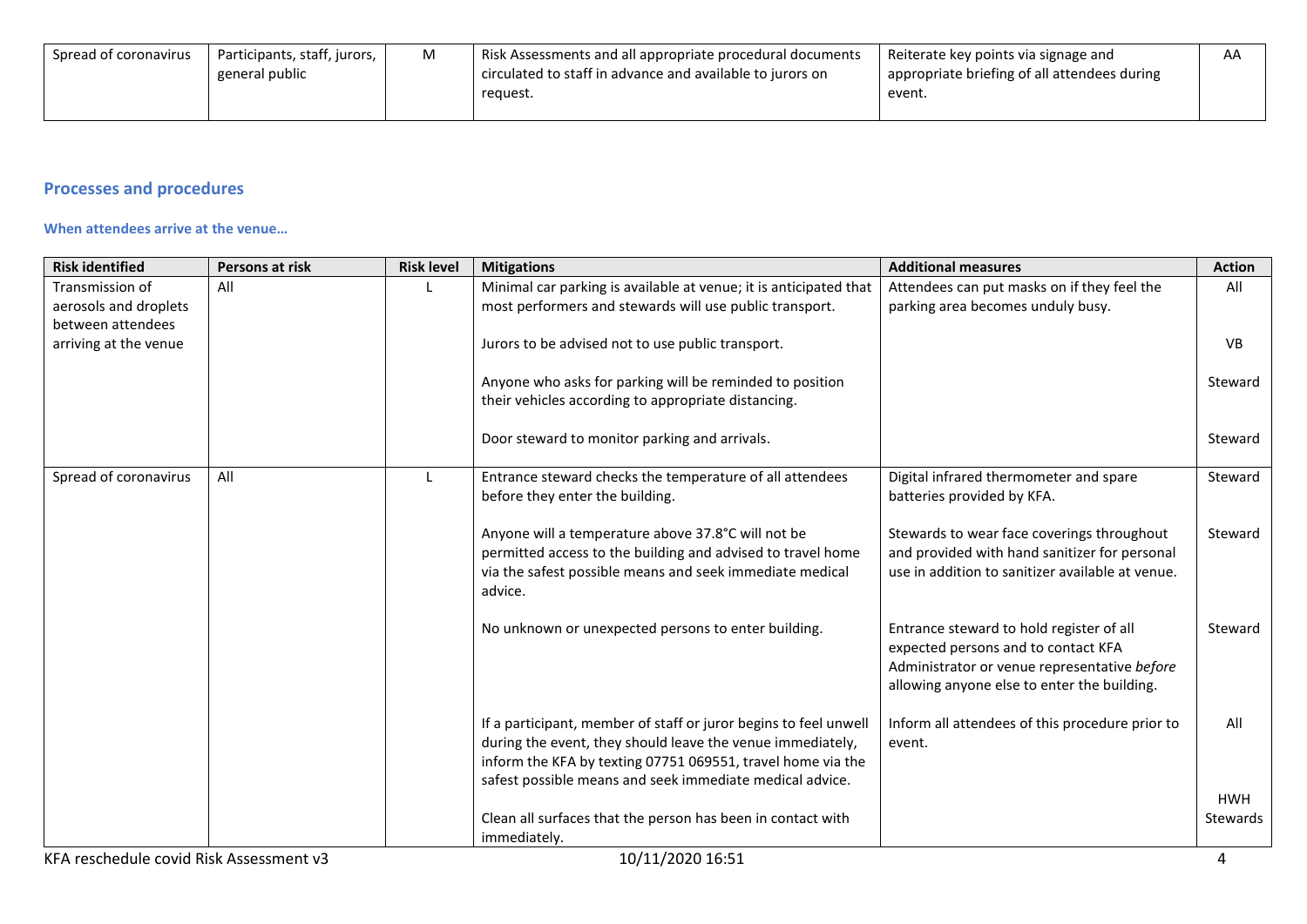| | | | | | |
|---|---|---|---|---|---|
| Spread of coronavirus | Participants, staff, jurors, general public | M | Risk Assessments and all appropriate procedural documents circulated to staff in advance and available to jurors on request. | Reiterate key points via signage and appropriate briefing of all attendees during event. | AA |

## Processes and procedures

### When attendees arrive at the venue…

| Risk identified | Persons at risk | Risk level | Mitigations | Additional measures | Action |
|---|---|---|---|---|---|
| Transmission of aerosols and droplets between attendees arriving at the venue | All | L | Minimal car parking is available at venue; it is anticipated that most performers and stewards will use public transport. | Attendees can put masks on if they feel the parking area becomes unduly busy. | All |
| | | | Jurors to be advised not to use public transport. | | VB |
| | | | Anyone who asks for parking will be reminded to position their vehicles according to appropriate distancing. | | Steward |
| | | | Door steward to monitor parking and arrivals. | | Steward |
| Spread of coronavirus | All | L | Entrance steward checks the temperature of all attendees before they enter the building. | Digital infrared thermometer and spare batteries provided by KFA. | Steward |
| | | | Anyone will a temperature above 37.8°C will not be permitted access to the building and advised to travel home via the safest possible means and seek immediate medical advice. | Stewards to wear face coverings throughout and provided with hand sanitizer for personal use in addition to sanitizer available at venue. | Steward |
| | | | No unknown or unexpected persons to enter building. | Entrance steward to hold register of all expected persons and to contact KFA Administrator or venue representative *before* allowing anyone else to enter the building. | Steward |
| | | | If a participant, member of staff or juror begins to feel unwell during the event, they should leave the venue immediately, inform the KFA by texting 07751 069551, travel home via the safest possible means and seek immediate medical advice. | Inform all attendees of this procedure prior to event. | All |
| | | | Clean all surfaces that the person has been in contact with immediately. | | HWH Stewards |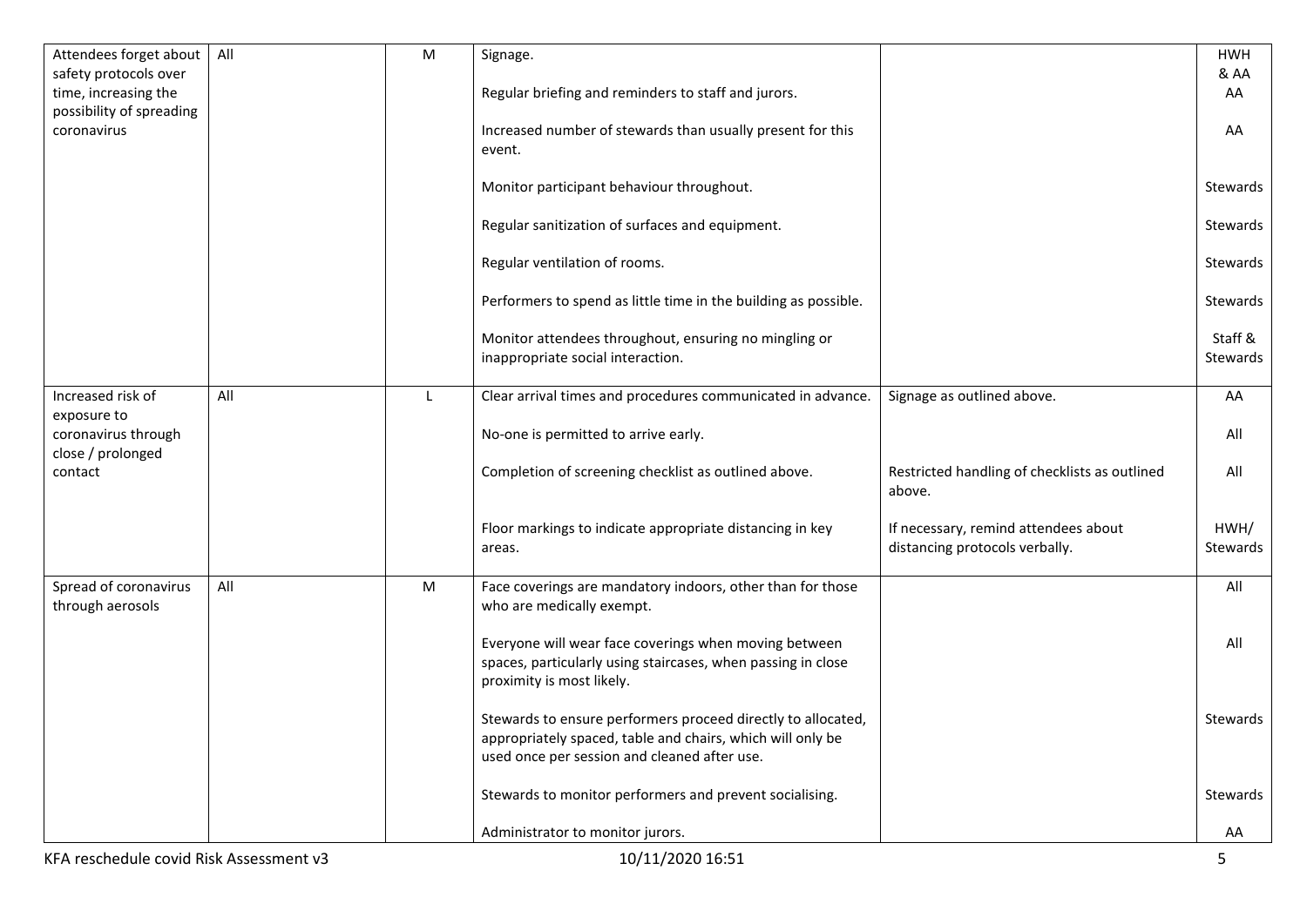| | | | | | |
|---|---|---|---|---|---|
| Attendees forget about safety protocols over time, increasing the possibility of spreading coronavirus | All | M | Signage.<br><br>Regular briefing and reminders to staff and jurors.<br><br>Increased number of stewards than usually present for this event.<br><br>Monitor participant behaviour throughout.<br><br>Regular sanitization of surfaces and equipment.<br><br>Regular ventilation of rooms.<br><br>Performers to spend as little time in the building as possible.<br><br>Monitor attendees throughout, ensuring no mingling or inappropriate social interaction. | | HWH & AA<br>AA<br><br>AA<br><br>Stewards<br><br>Stewards<br><br>Stewards<br><br>Stewards<br><br>Staff & Stewards |
| Increased risk of exposure to coronavirus through close / prolonged contact | All | L | Clear arrival times and procedures communicated in advance.<br><br>No-one is permitted to arrive early.<br><br>Completion of screening checklist as outlined above.<br><br>Floor markings to indicate appropriate distancing in key areas. | Signage as outlined above.<br><br><br><br>Restricted handling of checklists as outlined above.<br><br>If necessary, remind attendees about distancing protocols verbally. | AA<br><br>All<br><br>All<br><br>HWH/ Stewards |
| Spread of coronavirus through aerosols | All | M | Face coverings are mandatory indoors, other than for those who are medically exempt.<br><br>Everyone will wear face coverings when moving between spaces, particularly using staircases, when passing in close proximity is most likely.<br><br>Stewards to ensure performers proceed directly to allocated, appropriately spaced, table and chairs, which will only be used once per session and cleaned after use.<br><br>Stewards to monitor performers and prevent socialising.<br><br>Administrator to monitor jurors. | | All<br><br>All<br><br>Stewards<br><br>Stewards<br><br>AA |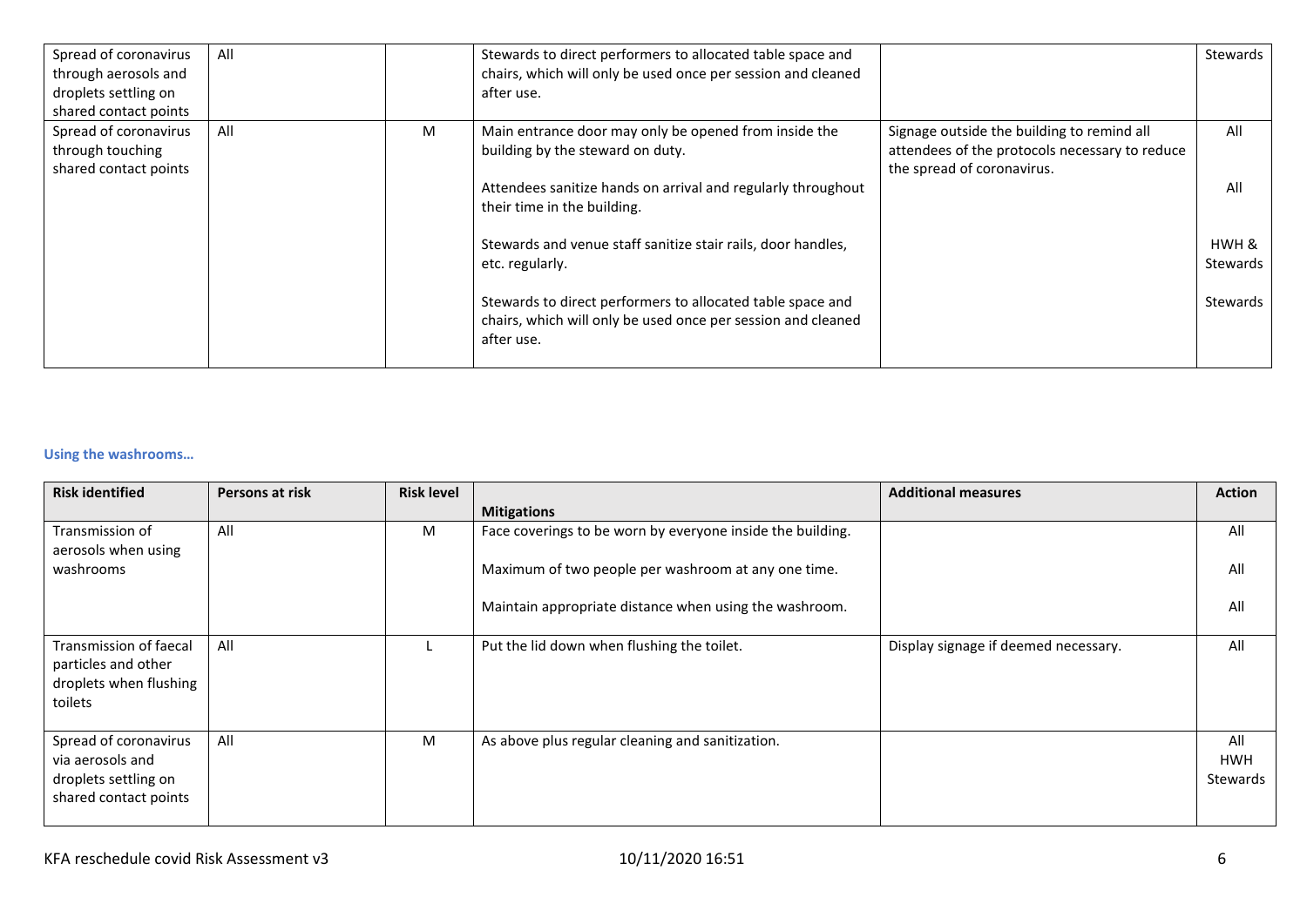| Spread of coronavirus through aerosols and droplets settling on shared contact points | All | | Stewards to direct performers to allocated table space and chairs, which will only be used once per session and cleaned after use. | | Stewards |
|---|---|---|---|---|---|
| Spread of coronavirus through touching shared contact points | All | M | Main entrance door may only be opened from inside the building by the steward on duty.<br><br>Attendees sanitize hands on arrival and regularly throughout their time in the building.<br><br>Stewards and venue staff sanitize stair rails, door handles, etc. regularly.<br><br>Stewards to direct performers to allocated table space and chairs, which will only be used once per session and cleaned after use. | Signage outside the building to remind all attendees of the protocols necessary to reduce the spread of coronavirus. | All<br><br>All<br><br>HWH & Stewards<br><br>Stewards |

**Using the washrooms…**

| Risk identified | Persons at risk | Risk level | Mitigations | Additional measures | Action |
|---|---|---|---|---|---|
| Transmission of aerosols when using washrooms | All | M | Face coverings to be worn by everyone inside the building.<br><br>Maximum of two people per washroom at any one time.<br><br>Maintain appropriate distance when using the washroom. | | All<br><br>All<br><br>All |
| Transmission of faecal particles and other droplets when flushing toilets | All | L | Put the lid down when flushing the toilet. | Display signage if deemed necessary. | All |
| Spread of coronavirus via aerosols and droplets settling on shared contact points | All | M | As above plus regular cleaning and sanitization. | | All<br>HWH<br>Stewards |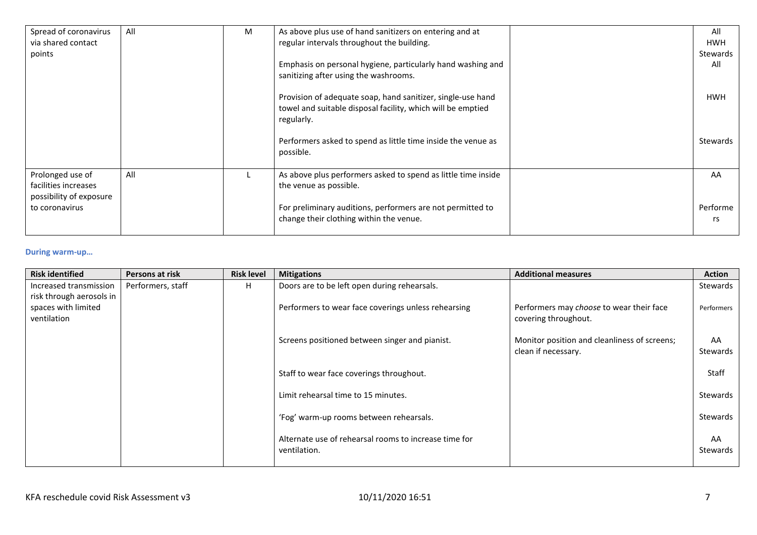| Risk identified | Persons at risk | Risk level | Mitigations | Additional measures | Action |
|---|---|---|---|---|---|
| Spread of coronavirus via shared contact points | All | M | As above plus use of hand sanitizers on entering and at regular intervals throughout the building.<br><br>Emphasis on personal hygiene, particularly hand washing and sanitizing after using the washrooms.<br><br>Provision of adequate soap, hand sanitizer, single-use hand towel and suitable disposal facility, which will be emptied regularly.<br><br>Performers asked to spend as little time inside the venue as possible. | | All<br>HWH<br>Stewards<br>All<br><br>HWH<br><br>Stewards |
| Prolonged use of facilities increases possibility of exposure to coronavirus | All | L | As above plus performers asked to spend as little time inside the venue as possible.<br><br>For preliminary auditions, performers are not permitted to change their clothing within the venue. | | AA<br><br>Performers |

**During warm-up…**

| Risk identified | Persons at risk | Risk level | Mitigations | Additional measures | Action |
|---|---|---|---|---|---|
| Increased transmission risk through aerosols in spaces with limited ventilation | Performers, staff | H | Doors are to be left open during rehearsals. | | Stewards |
| | | | Performers to wear face coverings unless rehearsing | Performers may *choose* to wear their face covering throughout. | Performers |
| | | | Screens positioned between singer and pianist. | Monitor position and cleanliness of screens; clean if necessary. | AA<br>Stewards |
| | | | Staff to wear face coverings throughout. | | Staff |
| | | | Limit rehearsal time to 15 minutes. | | Stewards |
| | | | 'Fog' warm-up rooms between rehearsals. | | Stewards |
| | | | Alternate use of rehearsal rooms to increase time for ventilation. | | AA<br>Stewards |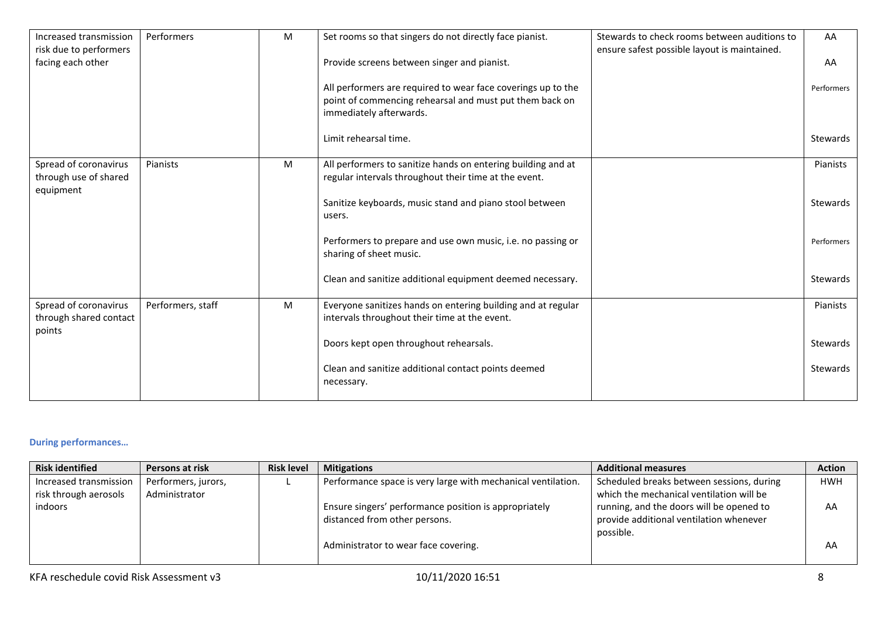| Risk identified | Persons at risk | Risk level | Mitigations | Additional measures | Action |
|---|---|---|---|---|---|
| Increased transmission risk due to performers facing each other | Performers | M | Set rooms so that singers do not directly face pianist.<br><br>Provide screens between singer and pianist.<br><br>All performers are required to wear face coverings up to the point of commencing rehearsal and must put them back on immediately afterwards.<br><br>Limit rehearsal time. | Stewards to check rooms between auditions to ensure safest possible layout is maintained. | AA<br><br>AA<br><br>Performers<br><br>Stewards |
| Spread of coronavirus through use of shared equipment | Pianists | M | All performers to sanitize hands on entering building and at regular intervals throughout their time at the event.<br><br>Sanitize keyboards, music stand and piano stool between users.<br><br>Performers to prepare and use own music, i.e. no passing or sharing of sheet music.<br><br>Clean and sanitize additional equipment deemed necessary. | | Pianists<br><br>Stewards<br><br>Performers<br><br>Stewards |
| Spread of coronavirus through shared contact points | Performers, staff | M | Everyone sanitizes hands on entering building and at regular intervals throughout their time at the event.<br><br>Doors kept open throughout rehearsals.<br><br>Clean and sanitize additional contact points deemed necessary. | | Pianists<br><br>Stewards<br><br>Stewards |

### During performances…

| Risk identified | Persons at risk | Risk level | Mitigations | Additional measures | Action |
|---|---|---|---|---|---|
| Increased transmission risk through aerosols indoors | Performers, jurors, Administrator | L | Performance space is very large with mechanical ventilation.<br><br>Ensure singers' performance position is appropriately distanced from other persons.<br><br>Administrator to wear face covering. | Scheduled breaks between sessions, during which the mechanical ventilation will be running, and the doors will be opened to provide additional ventilation whenever possible. | HWH<br><br>AA<br><br>AA |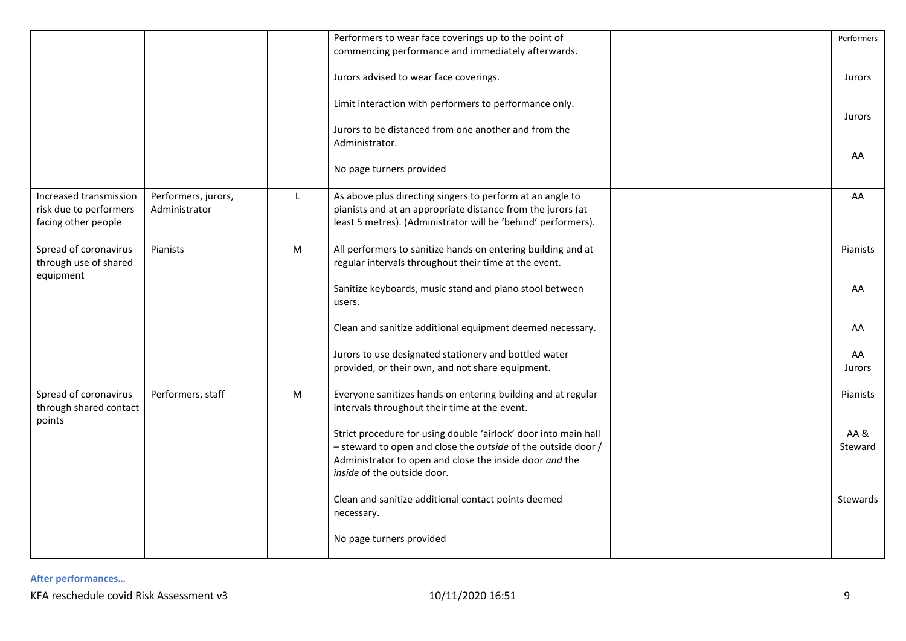| | | | | | |
|---|---|---|---|---|---|
| | | | Performers to wear face coverings up to the point of commencing performance and immediately afterwards.<br><br>Jurors advised to wear face coverings.<br><br>Limit interaction with performers to performance only.<br><br>Jurors to be distanced from one another and from the Administrator.<br><br>No page turners provided | | Performers<br><br>Jurors<br><br>Jurors<br><br>AA |
| Increased transmission risk due to performers facing other people | Performers, jurors, Administrator | L | As above plus directing singers to perform at an angle to pianists and at an appropriate distance from the jurors (at least 5 metres). (Administrator will be 'behind' performers). | | AA |
| Spread of coronavirus through use of shared equipment | Pianists | M | All performers to sanitize hands on entering building and at regular intervals throughout their time at the event.<br><br>Sanitize keyboards, music stand and piano stool between users.<br><br>Clean and sanitize additional equipment deemed necessary.<br><br>Jurors to use designated stationery and bottled water provided, or their own, and not share equipment. | | Pianists<br><br>AA<br><br>AA<br><br>AA<br>Jurors |
| Spread of coronavirus through shared contact points | Performers, staff | M | Everyone sanitizes hands on entering building and at regular intervals throughout their time at the event.<br><br>Strict procedure for using double 'airlock' door into main hall – steward to open and close the *outside* of the outside door / Administrator to open and close the inside door *and* the *inside* of the outside door.<br><br>Clean and sanitize additional contact points deemed necessary.<br><br>No page turners provided | | Pianists<br><br>AA & Steward<br><br>Stewards |

**After performances…**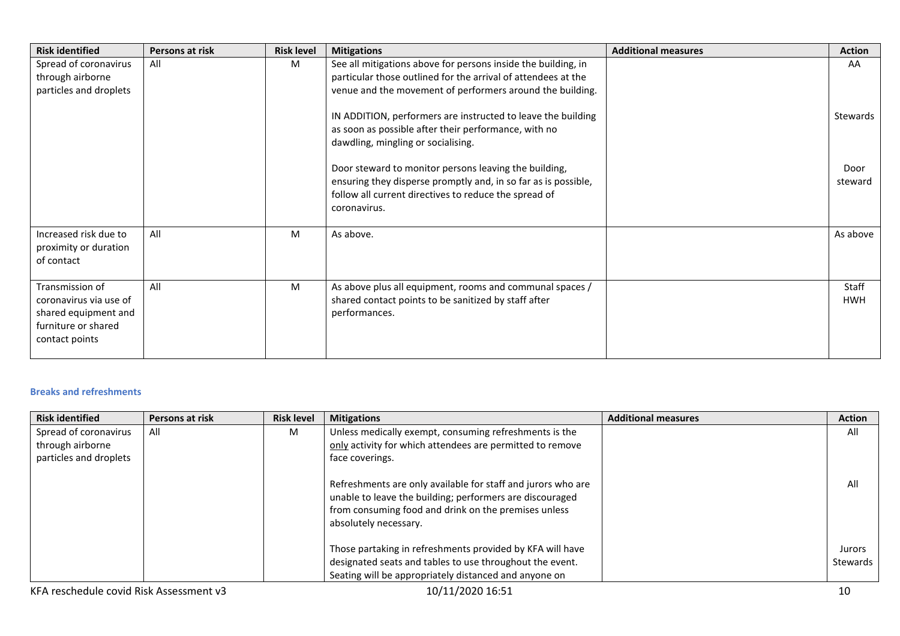| Risk identified | Persons at risk | Risk level | Mitigations | Additional measures | Action |
|---|---|---|---|---|---|
| Spread of coronavirus through airborne particles and droplets | All | M | See all mitigations above for persons inside the building, in particular those outlined for the arrival of attendees at the venue and the movement of performers around the building.<br><br>IN ADDITION, performers are instructed to leave the building as soon as possible after their performance, with no dawdling, mingling or socialising.<br><br>Door steward to monitor persons leaving the building, ensuring they disperse promptly and, in so far as is possible, follow all current directives to reduce the spread of coronavirus. | | AA<br><br>Stewards<br><br>Door steward |
| Increased risk due to proximity or duration of contact | All | M | As above. | | As above |
| Transmission of coronavirus via use of shared equipment and furniture or shared contact points | All | M | As above plus all equipment, rooms and communal spaces / shared contact points to be sanitized by staff after performances. | | Staff HWH |

### Breaks and refreshments

| Risk identified | Persons at risk | Risk level | Mitigations | Additional measures | Action |
|---|---|---|---|---|---|
| Spread of coronavirus through airborne particles and droplets | All | M | Unless medically exempt, consuming refreshments is the <u>only</u> activity for which attendees are permitted to remove face coverings.<br><br>Refreshments are only available for staff and jurors who are unable to leave the building; performers are discouraged from consuming food and drink on the premises unless absolutely necessary.<br><br>Those partaking in refreshments provided by KFA will have designated seats and tables to use throughout the event. Seating will be appropriately distanced and anyone on | | All<br><br>All<br><br>Jurors Stewards |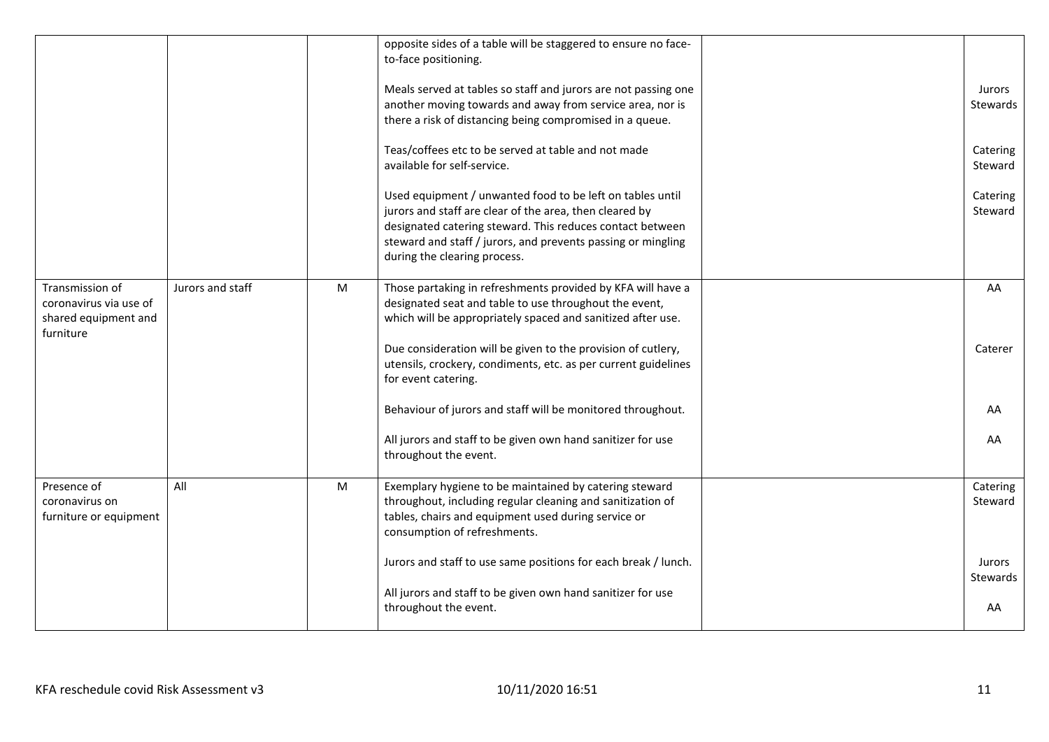| | | | | | |
|---|---|---|---|---|---|
| | | | opposite sides of a table will be staggered to ensure no face-to-face positioning.<br><br>Meals served at tables so staff and jurors are not passing one another moving towards and away from service area, nor is there a risk of distancing being compromised in a queue.<br><br>Teas/coffees etc to be served at table and not made available for self-service.<br><br>Used equipment / unwanted food to be left on tables until jurors and staff are clear of the area, then cleared by designated catering steward. This reduces contact between steward and staff / jurors, and prevents passing or mingling during the clearing process. | | Jurors Stewards<br><br>Catering Steward<br><br>Catering Steward |
| Transmission of coronavirus via use of shared equipment and furniture | Jurors and staff | M | Those partaking in refreshments provided by KFA will have a designated seat and table to use throughout the event, which will be appropriately spaced and sanitized after use.<br><br>Due consideration will be given to the provision of cutlery, utensils, crockery, condiments, etc. as per current guidelines for event catering.<br><br>Behaviour of jurors and staff will be monitored throughout.<br><br>All jurors and staff to be given own hand sanitizer for use throughout the event. | | AA<br><br>Caterer<br><br>AA<br><br>AA |
| Presence of coronavirus on furniture or equipment | All | M | Exemplary hygiene to be maintained by catering steward throughout, including regular cleaning and sanitization of tables, chairs and equipment used during service or consumption of refreshments.<br><br>Jurors and staff to use same positions for each break / lunch.<br><br>All jurors and staff to be given own hand sanitizer for use throughout the event. | | Catering Steward<br><br>Jurors Stewards<br><br>AA |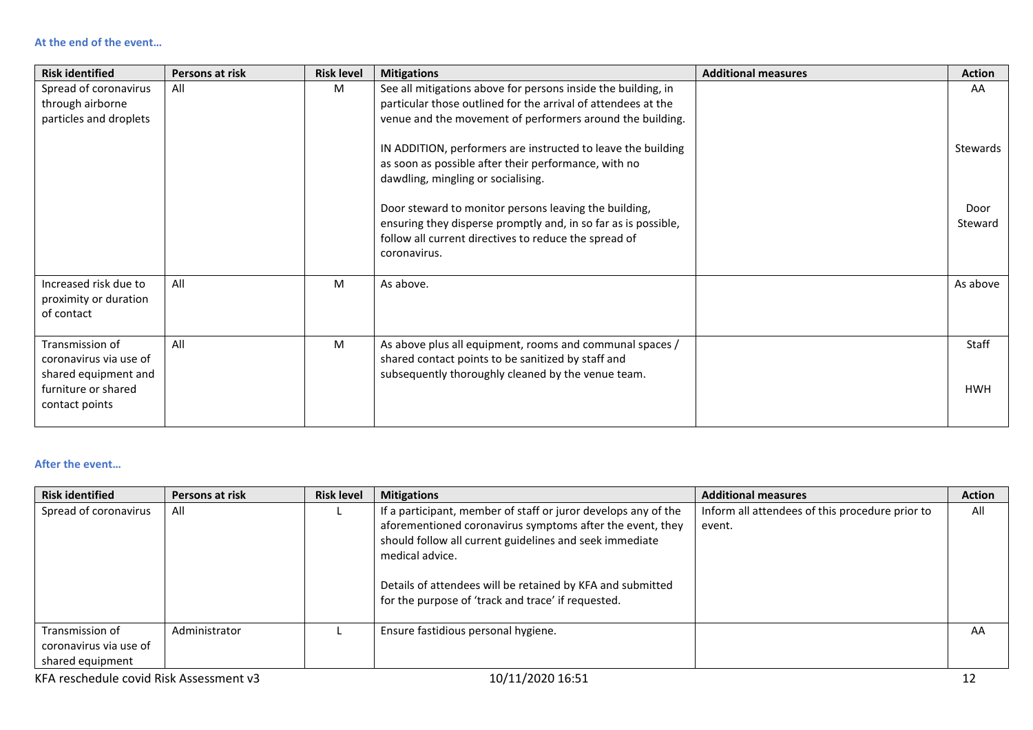**At the end of the event…**

| Risk identified | Persons at risk | Risk level | Mitigations | Additional measures | Action |
|---|---|---|---|---|---|
| Spread of coronavirus through airborne particles and droplets | All | M | See all mitigations above for persons inside the building, in particular those outlined for the arrival of attendees at the venue and the movement of performers around the building.<br><br>IN ADDITION, performers are instructed to leave the building as soon as possible after their performance, with no dawdling, mingling or socialising.<br><br>Door steward to monitor persons leaving the building, ensuring they disperse promptly and, in so far as is possible, follow all current directives to reduce the spread of coronavirus. | | AA<br><br>Stewards<br><br>Door Steward |
| Increased risk due to proximity or duration of contact | All | M | As above. | | As above |
| Transmission of coronavirus via use of shared equipment and furniture or shared contact points | All | M | As above plus all equipment, rooms and communal spaces / shared contact points to be sanitized by staff and subsequently thoroughly cleaned by the venue team. | | Staff<br><br>HWH |

**After the event…**

| Risk identified | Persons at risk | Risk level | Mitigations | Additional measures | Action |
|---|---|---|---|---|---|
| Spread of coronavirus | All | L | If a participant, member of staff or juror develops any of the aforementioned coronavirus symptoms after the event, they should follow all current guidelines and seek immediate medical advice.<br><br>Details of attendees will be retained by KFA and submitted for the purpose of 'track and trace' if requested. | Inform all attendees of this procedure prior to event. | All |
| Transmission of coronavirus via use of shared equipment | Administrator | L | Ensure fastidious personal hygiene. | | AA |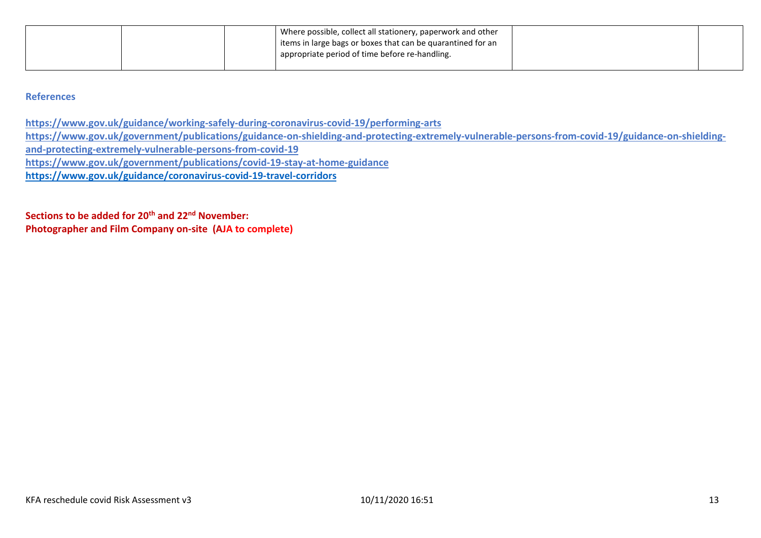| | | | | | |
|---|---|---|---|---|---|
| | | | Where possible, collect all stationery, paperwork and other items in large bags or boxes that can be quarantined for an appropriate period of time before re-handling. | | |

**References**

https://www.gov.uk/guidance/working-safely-during-coronavirus-covid-19/performing-arts
https://www.gov.uk/government/publications/guidance-on-shielding-and-protecting-extremely-vulnerable-persons-from-covid-19/guidance-on-shielding-and-protecting-extremely-vulnerable-persons-from-covid-19
https://www.gov.uk/government/publications/covid-19-stay-at-home-guidance
https://www.gov.uk/guidance/coronavirus-covid-19-travel-corridors

**Sections to be added for 20th and 22nd November:**
**Photographer and Film Company on-site (AJA to complete)**